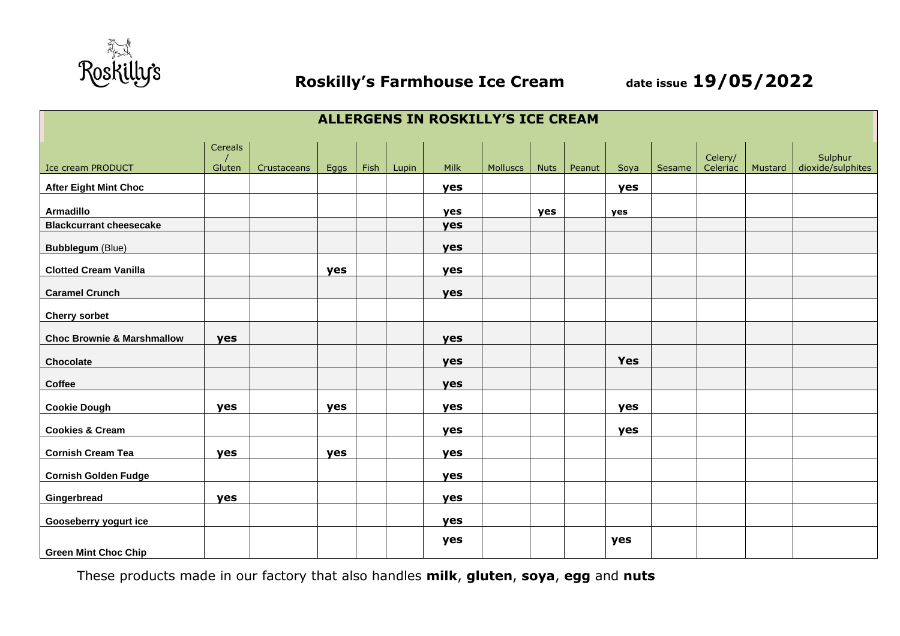Roskilly's

# Roskilly's Farmhouse Ice Cream

date issue **19/05/2022**

## ALLERGENS IN ROSKILLY'S ICE CREAM

| Ice cream PRODUCT | Cereals / Gluten | Crustaceans | Eggs | Fish | Lupin | Milk | Molluscs | Nuts | Peanut | Soya | Sesame | Celery/ Celeriac | Mustard | Sulphur dioxide/sulphites |
|---|---|---|---|---|---|---|---|---|---|---|---|---|---|---|
| **After Eight Mint Choc** | | | | | | **yes** | | | | **yes** | | | | |
| **Armadillo** | | | | | | **yes** | | **yes** | | **yes** | | | | |
| **Blackcurrant cheesecake** | | | | | | **yes** | | | | | | | | |
| **Bubblegum** (Blue) | | | | | | **yes** | | | | | | | | |
| **Clotted Cream Vanilla** | | | **yes** | | | **yes** | | | | | | | | |
| **Caramel Crunch** | | | | | | **yes** | | | | | | | | |
| **Cherry sorbet** | | | | | | | | | | | | | | |
| **Choc Brownie & Marshmallow** | **yes** | | | | | **yes** | | | | | | | | |
| **Chocolate** | | | | | | **yes** | | | | **Yes** | | | | |
| **Coffee** | | | | | | **yes** | | | | | | | | |
| **Cookie Dough** | **yes** | | **yes** | | | **yes** | | | | **yes** | | | | |
| **Cookies & Cream** | | | | | | **yes** | | | | **yes** | | | | |
| **Cornish Cream Tea** | **yes** | | **yes** | | | **yes** | | | | | | | | |
| **Cornish Golden Fudge** | | | | | | **yes** | | | | | | | | |
| **Gingerbread** | **yes** | | | | | **yes** | | | | | | | | |
| **Gooseberry yogurt ice** | | | | | | **yes** | | | | | | | | |
| **Green Mint Choc Chip** | | | | | | **yes** | | | | **yes** | | | | |

These products made in our factory that also handles **milk**, **gluten**, **soya**, **egg** and **nuts**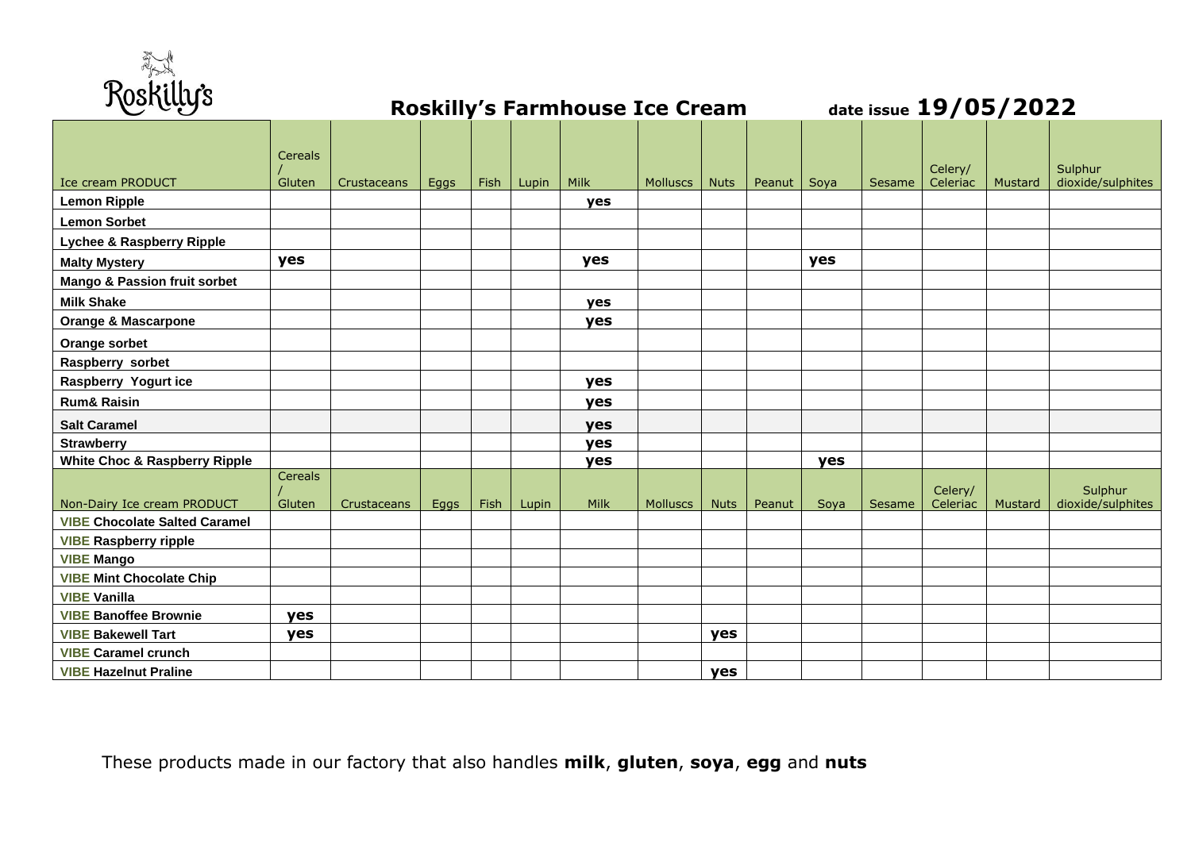Roskilly's

# Roskilly's Farmhouse Ice Cream

**date issue 19/05/2022**

| Ice cream PRODUCT | Cereals / Gluten | Crustaceans | Eggs | Fish | Lupin | Milk | Molluscs | Nuts | Peanut | Soya | Sesame | Celery/ Celeriac | Mustard | Sulphur dioxide/sulphites |
|---|---|---|---|---|---|---|---|---|---|---|---|---|---|---|
| **Lemon Ripple** | | | | | | **yes** | | | | | | | | |
| **Lemon Sorbet** | | | | | | | | | | | | | | |
| **Lychee & Raspberry Ripple** | | | | | | | | | | | | | | |
| **Malty Mystery** | **yes** | | | | | **yes** | | | | **yes** | | | | |
| **Mango & Passion fruit sorbet** | | | | | | | | | | | | | | |
| **Milk Shake** | | | | | | **yes** | | | | | | | | |
| **Orange & Mascarpone** | | | | | | **yes** | | | | | | | | |
| **Orange sorbet** | | | | | | | | | | | | | | |
| **Raspberry sorbet** | | | | | | | | | | | | | | |
| **Raspberry Yogurt ice** | | | | | | **yes** | | | | | | | | |
| **Rum& Raisin** | | | | | | **yes** | | | | | | | | |
| **Salt Caramel** | | | | | | **yes** | | | | | | | | |
| **Strawberry** | | | | | | **yes** | | | | | | | | |
| **White Choc & Raspberry Ripple** | | | | | | **yes** | | | | **yes** | | | | |
| Non-Dairy Ice cream PRODUCT | Cereals / Gluten | Crustaceans | Eggs | Fish | Lupin | Milk | Molluscs | Nuts | Peanut | Soya | Sesame | Celery/ Celeriac | Mustard | Sulphur dioxide/sulphites |
| **VIBE Chocolate Salted Caramel** | | | | | | | | | | | | | | |
| **VIBE Raspberry ripple** | | | | | | | | | | | | | | |
| **VIBE Mango** | | | | | | | | | | | | | | |
| **VIBE Mint Chocolate Chip** | | | | | | | | | | | | | | |
| **VIBE Vanilla** | | | | | | | | | | | | | | |
| **VIBE Banoffee Brownie** | **yes** | | | | | | | | | | | | | |
| **VIBE Bakewell Tart** | **yes** | | | | | | | **yes** | | | | | | |
| **VIBE Caramel crunch** | | | | | | | | | | | | | | |
| **VIBE Hazelnut Praline** | | | | | | | | **yes** | | | | | | |

These products made in our factory that also handles **milk**, **gluten**, **soya**, **egg** and **nuts**